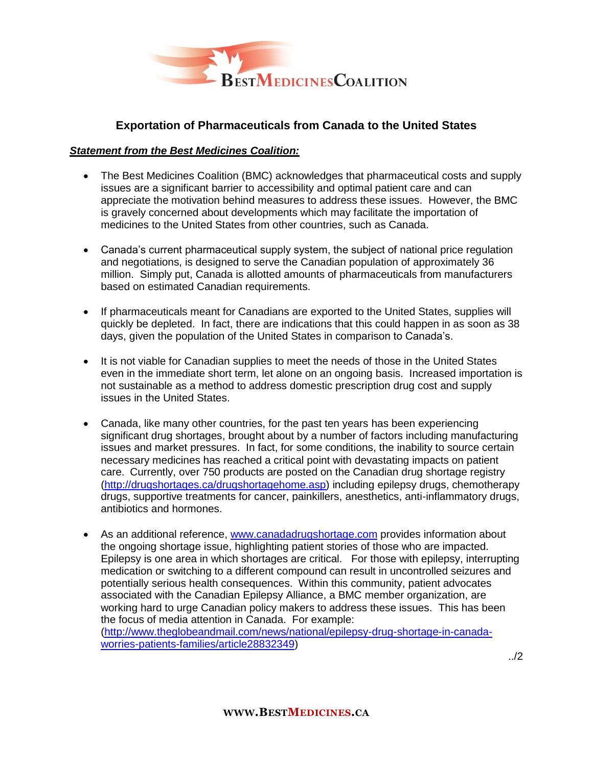# Exportation of Pharmaceuticals from Canada to the United States

***Statement from the Best Medicines Coalition:***

- The Best Medicines Coalition (BMC) acknowledges that pharmaceutical costs and supply issues are a significant barrier to accessibility and optimal patient care and can appreciate the motivation behind measures to address these issues. However, the BMC is gravely concerned about developments which may facilitate the importation of medicines to the United States from other countries, such as Canada.

- Canada's current pharmaceutical supply system, the subject of national price regulation and negotiations, is designed to serve the Canadian population of approximately 36 million. Simply put, Canada is allotted amounts of pharmaceuticals from manufacturers based on estimated Canadian requirements.

- If pharmaceuticals meant for Canadians are exported to the United States, supplies will quickly be depleted. In fact, there are indications that this could happen in as soon as 38 days, given the population of the United States in comparison to Canada's.

- It is not viable for Canadian supplies to meet the needs of those in the United States even in the immediate short term, let alone on an ongoing basis. Increased importation is not sustainable as a method to address domestic prescription drug cost and supply issues in the United States.

- Canada, like many other countries, for the past ten years has been experiencing significant drug shortages, brought about by a number of factors including manufacturing issues and market pressures. In fact, for some conditions, the inability to source certain necessary medicines has reached a critical point with devastating impacts on patient care. Currently, over 750 products are posted on the Canadian drug shortage registry ([http://drugshortages.ca/drugshortagehome.asp](http://drugshortages.ca/drugshortagehome.asp)) including epilepsy drugs, chemotherapy drugs, supportive treatments for cancer, painkillers, anesthetics, anti-inflammatory drugs, antibiotics and hormones.

- As an additional reference, [www.canadadrugshortage.com](www.canadadrugshortage.com) provides information about the ongoing shortage issue, highlighting patient stories of those who are impacted. Epilepsy is one area in which shortages are critical. For those with epilepsy, interrupting medication or switching to a different compound can result in uncontrolled seizures and potentially serious health consequences. Within this community, patient advocates associated with the Canadian Epilepsy Alliance, a BMC member organization, are working hard to urge Canadian policy makers to address these issues. This has been the focus of media attention in Canada. For example: ([http://www.theglobeandmail.com/news/national/epilepsy-drug-shortage-in-canada-worries-patients-families/article28832349](http://www.theglobeandmail.com/news/national/epilepsy-drug-shortage-in-canada-worries-patients-families/article28832349))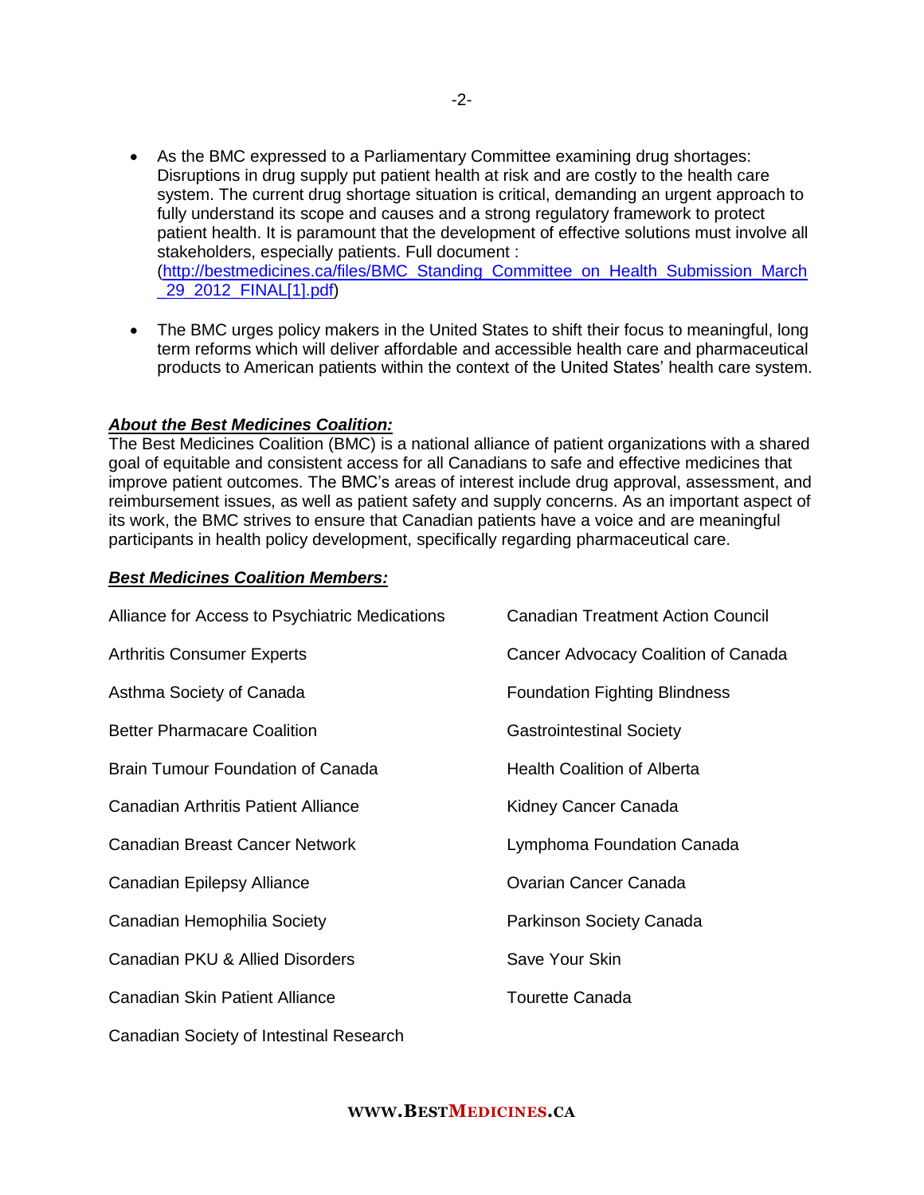- As the BMC expressed to a Parliamentary Committee examining drug shortages: Disruptions in drug supply put patient health at risk and are costly to the health care system. The current drug shortage situation is critical, demanding an urgent approach to fully understand its scope and causes and a strong regulatory framework to protect patient health. It is paramount that the development of effective solutions must involve all stakeholders, especially patients. Full document : (http://bestmedicines.ca/files/BMC_Standing_Committee_on_Health_Submission_March_29_2012_FINAL[1].pdf)

- The BMC urges policy makers in the United States to shift their focus to meaningful, long term reforms which will deliver affordable and accessible health care and pharmaceutical products to American patients within the context of the United States' health care system.

***About the Best Medicines Coalition:***

The Best Medicines Coalition (BMC) is a national alliance of patient organizations with a shared goal of equitable and consistent access for all Canadians to safe and effective medicines that improve patient outcomes. The BMC's areas of interest include drug approval, assessment, and reimbursement issues, as well as patient safety and supply concerns. As an important aspect of its work, the BMC strives to ensure that Canadian patients have a voice and are meaningful participants in health policy development, specifically regarding pharmaceutical care.

***Best Medicines Coalition Members:***

Alliance for Access to Psychiatric Medications

Arthritis Consumer Experts

Asthma Society of Canada

Better Pharmacare Coalition

Brain Tumour Foundation of Canada

Canadian Arthritis Patient Alliance

Canadian Breast Cancer Network

Canadian Epilepsy Alliance

Canadian Hemophilia Society

Canadian PKU & Allied Disorders

Canadian Skin Patient Alliance

Canadian Society of Intestinal Research

Canadian Treatment Action Council

Cancer Advocacy Coalition of Canada

Foundation Fighting Blindness

Gastrointestinal Society

Health Coalition of Alberta

Kidney Cancer Canada

Lymphoma Foundation Canada

Ovarian Cancer Canada

Parkinson Society Canada

Save Your Skin

Tourette Canada

**WWW.BESTMEDICINES.CA**